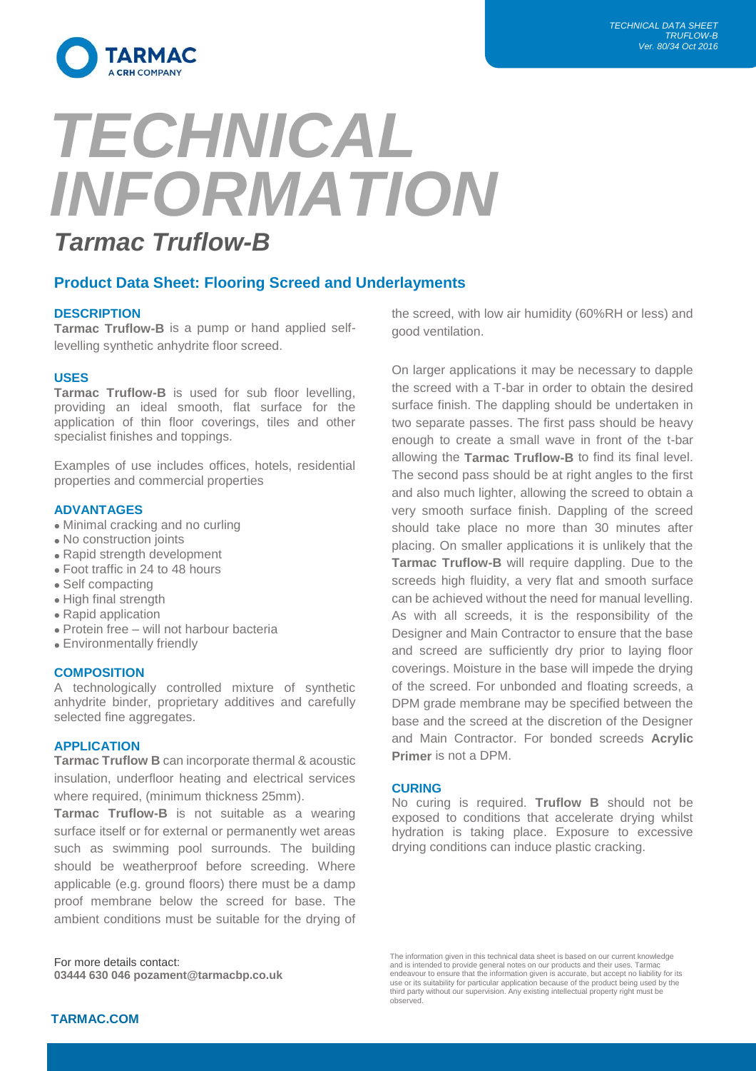# TECHNICAL INFORMATION

## Tarmac Truflow-B

### Product Data Sheet: Flooring Screed and Underlayments

#### DESCRIPTION

**Tarmac Truflow-B** is a pump or hand applied self-levelling synthetic anhydrite floor screed.

#### USES

**Tarmac Truflow-B** is used for sub floor levelling, providing an ideal smooth, flat surface for the application of thin floor coverings, tiles and other specialist finishes and toppings.

Examples of use includes offices, hotels, residential properties and commercial properties

#### ADVANTAGES

- Minimal cracking and no curling
- No construction joints
- Rapid strength development
- Foot traffic in 24 to 48 hours
- Self compacting
- High final strength
- Rapid application
- Protein free – will not harbour bacteria
- Environmentally friendly

#### COMPOSITION

A technologically controlled mixture of synthetic anhydrite binder, proprietary additives and carefully selected fine aggregates.

#### APPLICATION

**Tarmac Truflow B** can incorporate thermal & acoustic insulation, underfloor heating and electrical services where required, (minimum thickness 25mm).

**Tarmac Truflow-B** is not suitable as a wearing surface itself or for external or permanently wet areas such as swimming pool surrounds. The building should be weatherproof before screeding. Where applicable (e.g. ground floors) there must be a damp proof membrane below the screed for base. The ambient conditions must be suitable for the drying of the screed, with low air humidity (60%RH or less) and good ventilation.

On larger applications it may be necessary to dapple the screed with a T-bar in order to obtain the desired surface finish. The dappling should be undertaken in two separate passes. The first pass should be heavy enough to create a small wave in front of the t-bar allowing the **Tarmac Truflow-B** to find its final level. The second pass should be at right angles to the first and also much lighter, allowing the screed to obtain a very smooth surface finish. Dappling of the screed should take place no more than 30 minutes after placing. On smaller applications it is unlikely that the **Tarmac Truflow-B** will require dappling. Due to the screeds high fluidity, a very flat and smooth surface can be achieved without the need for manual levelling. As with all screeds, it is the responsibility of the Designer and Main Contractor to ensure that the base and screed are sufficiently dry prior to laying floor coverings. Moisture in the base will impede the drying of the screed. For unbonded and floating screeds, a DPM grade membrane may be specified between the base and the screed at the discretion of the Designer and Main Contractor. For bonded screeds **Acrylic Primer** is not a DPM.

#### CURING

No curing is required. **Truflow B** should not be exposed to conditions that accelerate drying whilst hydration is taking place. Exposure to excessive drying conditions can induce plastic cracking.

For more details contact:
**03444 630 046 pozament@tarmacbp.co.uk**

The information given in this technical data sheet is based on our current knowledge and is intended to provide general notes on our products and their uses. Tarmac endeavour to ensure that the information given is accurate, but accept no liability for its use or its suitability for particular application because of the product being used by the third party without our supervision. Any existing intellectual property right must be observed.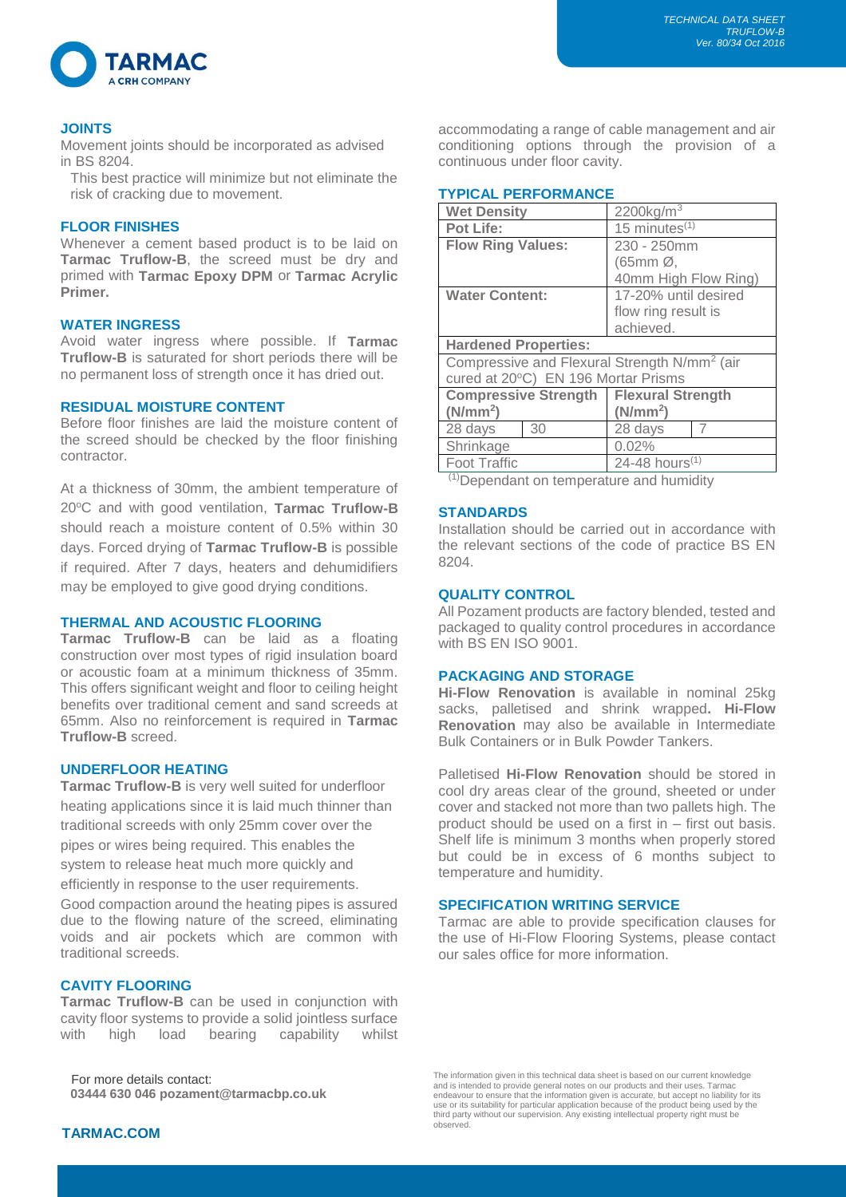## JOINTS

Movement joints should be incorporated as advised in BS 8204.

This best practice will minimize but not eliminate the risk of cracking due to movement.

## FLOOR FINISHES

Whenever a cement based product is to be laid on **Tarmac Truflow-B**, the screed must be dry and primed with **Tarmac Epoxy DPM** or **Tarmac Acrylic Primer.**

## WATER INGRESS

Avoid water ingress where possible. If **Tarmac Truflow-B** is saturated for short periods there will be no permanent loss of strength once it has dried out.

## RESIDUAL MOISTURE CONTENT

Before floor finishes are laid the moisture content of the screed should be checked by the floor finishing contractor.

At a thickness of 30mm, the ambient temperature of 20°C and with good ventilation, **Tarmac Truflow-B** should reach a moisture content of 0.5% within 30 days. Forced drying of **Tarmac Truflow-B** is possible if required. After 7 days, heaters and dehumidifiers may be employed to give good drying conditions.

## THERMAL AND ACOUSTIC FLOORING

**Tarmac Truflow-B** can be laid as a floating construction over most types of rigid insulation board or acoustic foam at a minimum thickness of 35mm. This offers significant weight and floor to ceiling height benefits over traditional cement and sand screeds at 65mm. Also no reinforcement is required in **Tarmac Truflow-B** screed.

## UNDERFLOOR HEATING

**Tarmac Truflow-B** is very well suited for underfloor heating applications since it is laid much thinner than traditional screeds with only 25mm cover over the pipes or wires being required. This enables the system to release heat much more quickly and efficiently in response to the user requirements.

Good compaction around the heating pipes is assured due to the flowing nature of the screed, eliminating voids and air pockets which are common with traditional screeds.

## CAVITY FLOORING

**Tarmac Truflow-B** can be used in conjunction with cavity floor systems to provide a solid jointless surface with high load bearing capability whilst accommodating a range of cable management and air conditioning options through the provision of a continuous under floor cavity.

## TYPICAL PERFORMANCE

| **Wet Density** | | $2200 kg/m^3$ | |
|---|---|---|---|
| **Pot Life:** | | 15 minutes[(1)] | |
| **Flow Ring Values:** | | 230 - 250mm (65mm Ø, 40mm High Flow Ring) | |
| **Water Content:** | | 17-20% until desired flow ring result is achieved. | |
| **Hardened Properties:** | | | |
| Compressive and Flexural Strength $N/mm^2$ (air cured at 20°C) EN 196 Mortar Prisms | | | |
| **Compressive Strength ($N/mm^2$)** | | **Flexural Strength ($N/mm^2$)** | |
| 28 days | 30 | 28 days | 7 |
| Shrinkage | | 0.02% | |
| Foot Traffic | | 24-48 hours[(1)] | |

[(1)]Dependant on temperature and humidity

## STANDARDS

Installation should be carried out in accordance with the relevant sections of the code of practice BS EN 8204.

## QUALITY CONTROL

All Pozament products are factory blended, tested and packaged to quality control procedures in accordance with BS EN ISO 9001.

## PACKAGING AND STORAGE

**Hi-Flow Renovation** is available in nominal 25kg sacks, palletised and shrink wrapped**. Hi-Flow Renovation** may also be available in Intermediate Bulk Containers or in Bulk Powder Tankers.

Palletised **Hi-Flow Renovation** should be stored in cool dry areas clear of the ground, sheeted or under cover and stacked not more than two pallets high. The product should be used on a first in – first out basis. Shelf life is minimum 3 months when properly stored but could be in excess of 6 months subject to temperature and humidity.

## SPECIFICATION WRITING SERVICE

Tarmac are able to provide specification clauses for the use of Hi-Flow Flooring Systems, please contact our sales office for more information.

For more details contact:
**03444 630 046 pozament@tarmacbp.co.uk**

**TARMAC.COM**

The information given in this technical data sheet is based on our current knowledge and is intended to provide general notes on our products and their uses. Tarmac endeavour to ensure that the information given is accurate, but accept no liability for its use or its suitability for particular application because of the product being used by the third party without our supervision. Any existing intellectual property right must be observed.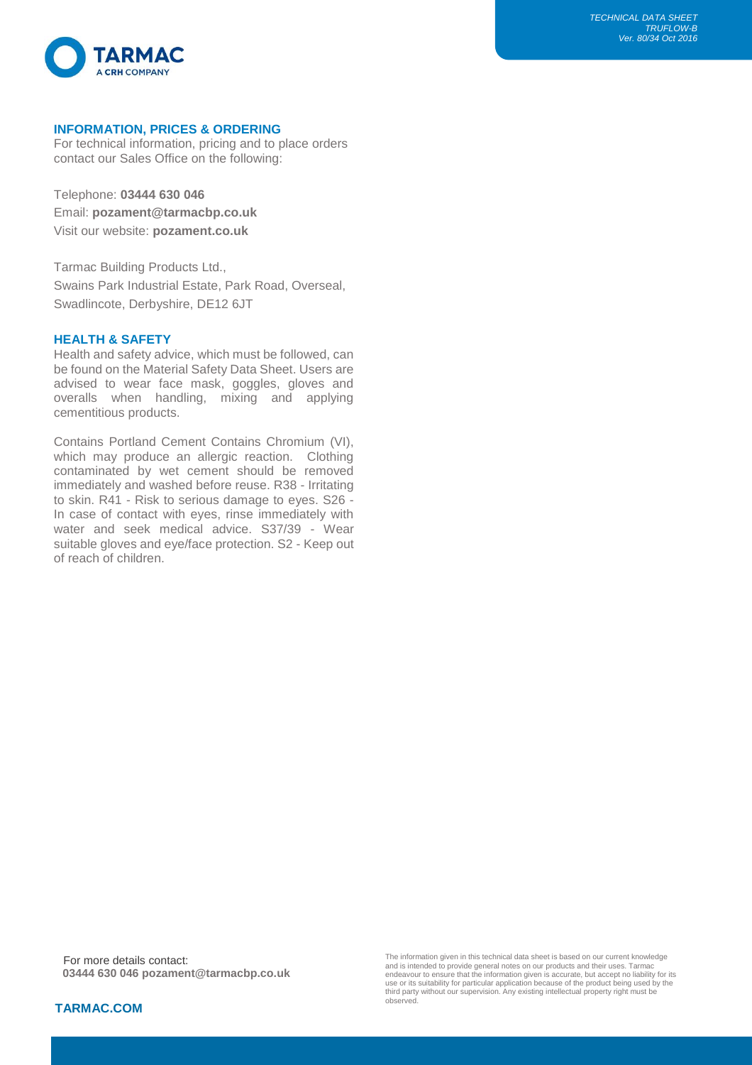## INFORMATION, PRICES & ORDERING

For technical information, pricing and to place orders contact our Sales Office on the following:

Telephone: **03444 630 046**

Email: **pozament@tarmacbp.co.uk**

Visit our website: **pozament.co.uk**

Tarmac Building Products Ltd.,
Swains Park Industrial Estate, Park Road, Overseal,
Swadlincote, Derbyshire, DE12 6JT

## HEALTH & SAFETY

Health and safety advice, which must be followed, can be found on the Material Safety Data Sheet. Users are advised to wear face mask, goggles, gloves and overalls when handling, mixing and applying cementitious products.

Contains Portland Cement Contains Chromium (VI), which may produce an allergic reaction. Clothing contaminated by wet cement should be removed immediately and washed before reuse. R38 - Irritating to skin. R41 - Risk to serious damage to eyes. S26 - In case of contact with eyes, rinse immediately with water and seek medical advice. S37/39 - Wear suitable gloves and eye/face protection. S2 - Keep out of reach of children.

For more details contact:
**03444 630 046 pozament@tarmacbp.co.uk**

The information given in this technical data sheet is based on our current knowledge and is intended to provide general notes on our products and their uses. Tarmac endeavour to ensure that the information given is accurate, but accept no liability for its use or its suitability for particular application because of the product being used by the third party without our supervision. Any existing intellectual property right must be observed.

**TARMAC.COM**